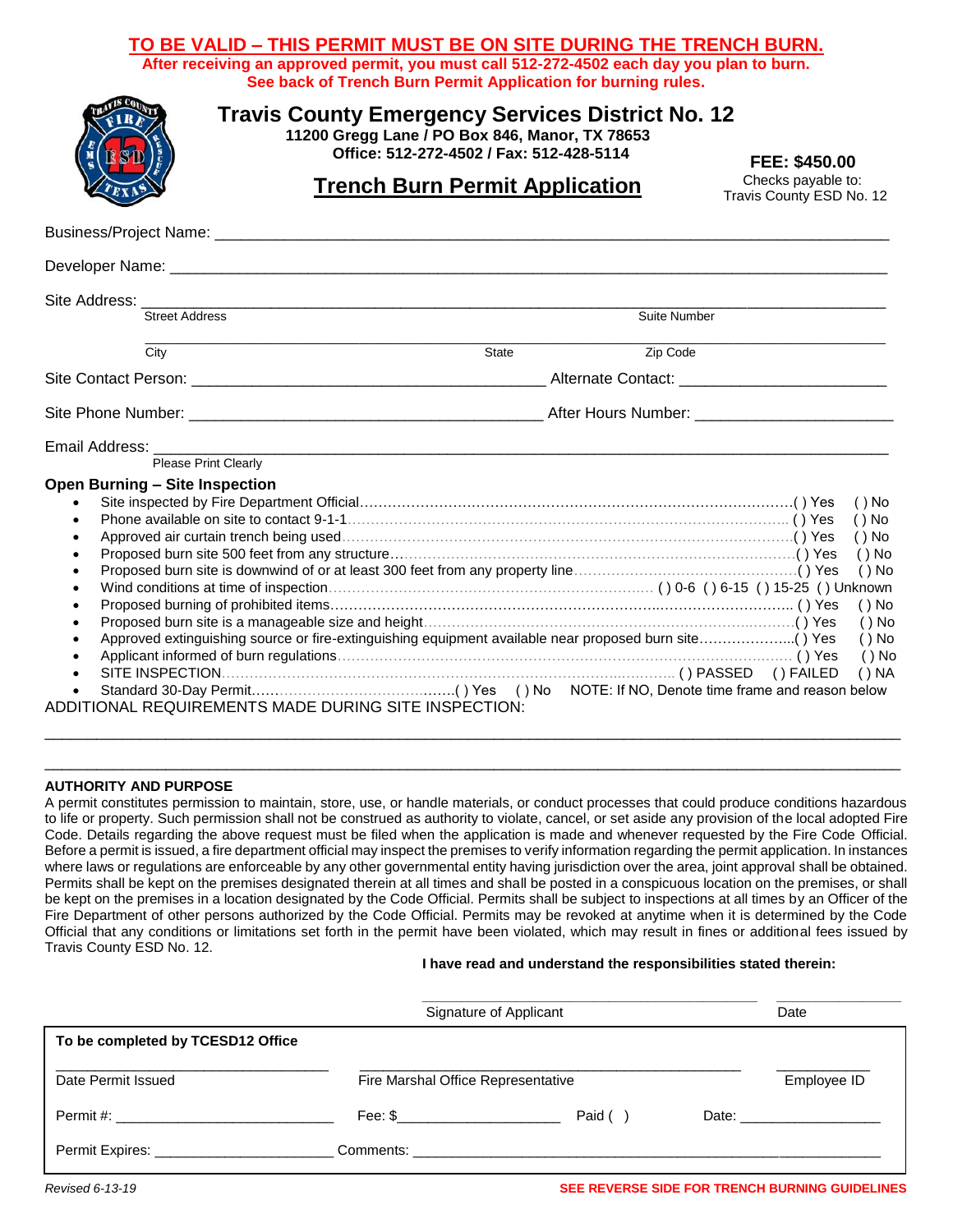**TO BE VALID – THIS PERMIT MUST BE ON SITE DURING THE TRENCH BURN.**

**After receiving an approved permit, you must call 512-272-4502 each day you plan to burn.**

**See back of Trench Burn Permit Application for burning rules.**

# Travis County Emergency Services District No. 12

**11200 Gregg Lane / PO Box 846, Manor, TX 78653**

**Office: 512-272-4502 / Fax: 512-428-5114**

## Trench Burn Permit Application

**FEE: $450.00**

Checks payable to:
Travis County ESD No. 12

Business/Project Name: ______________________________________________

Developer Name: ______________________________________________

Site Address: ______________________________________________
Street Address — Suite Number

______________________________________________
City — State — Zip Code

Site Contact Person: ____________________ Alternate Contact: ____________________

Site Phone Number: ____________________ After Hours Number: ____________________

Email Address: ______________________________________________
Please Print Clearly

**Open Burning – Site Inspection**

- Site inspected by Fire Department Official........................................ ( ) Yes ( ) No
- Phone available on site to contact 9-1-1........................................ ( ) Yes ( ) No
- Approved air curtain trench being used........................................ ( ) Yes ( ) No
- Proposed burn site 500 feet from any structure........................................ ( ) Yes ( ) No
- Proposed burn site is downwind of or at least 300 feet from any property line........................................ ( ) Yes ( ) No
- Wind conditions at time of inspection........................................ ( ) 0-6 ( ) 6-15 ( ) 15-25 ( ) Unknown
- Proposed burning of prohibited items........................................ ( ) Yes ( ) No
- Proposed burn site is a manageable size and height........................................ ( ) Yes ( ) No
- Approved extinguishing source or fire-extinguishing equipment available near proposed burn site........................................ ( ) Yes ( ) No
- Applicant informed of burn regulations........................................ ( ) Yes ( ) No
- SITE INSPECTION........................................ ( ) PASSED ( ) FAILED ( ) NA
- Standard 30-Day Permit........................................ ( ) Yes ( ) No NOTE: If NO, Denote time frame and reason below

ADDITIONAL REQUIREMENTS MADE DURING SITE INSPECTION:

______________________________________________

______________________________________________

**AUTHORITY AND PURPOSE**

A permit constitutes permission to maintain, store, use, or handle materials, or conduct processes that could produce conditions hazardous to life or property. Such permission shall not be construed as authority to violate, cancel, or set aside any provision of the local adopted Fire Code. Details regarding the above request must be filed when the application is made and whenever requested by the Fire Code Official. Before a permit is issued, a fire department official may inspect the premises to verify information regarding the permit application. In instances where laws or regulations are enforceable by any other governmental entity having jurisdiction over the area, joint approval shall be obtained. Permits shall be kept on the premises designated therein at all times and shall be posted in a conspicuous location on the premises, or shall be kept on the premises in a location designated by the Code Official. Permits shall be subject to inspections at all times by an Officer of the Fire Department of other persons authorized by the Code Official. Permits may be revoked at anytime when it is determined by the Code Official that any conditions or limitations set forth in the permit have been violated, which may result in fines or additional fees issued by Travis County ESD No. 12.

**I have read and understand the responsibilities stated therein:**

____________________ Signature of Applicant ____________ Date

**To be completed by TCESD12 Office**

| | | | |
|---|---|---|---|
| ____________ Date Permit Issued | ____________ Fire Marshal Office Representative | | ____________ Employee ID |
| Permit #: ____________ | Fee: $____________ | Paid ( ) | Date: ____________ |
| Permit Expires: ____________ | Comments: ____________ | | |

*Revised 6-13-19*

**SEE REVERSE SIDE FOR TRENCH BURNING GUIDELINES**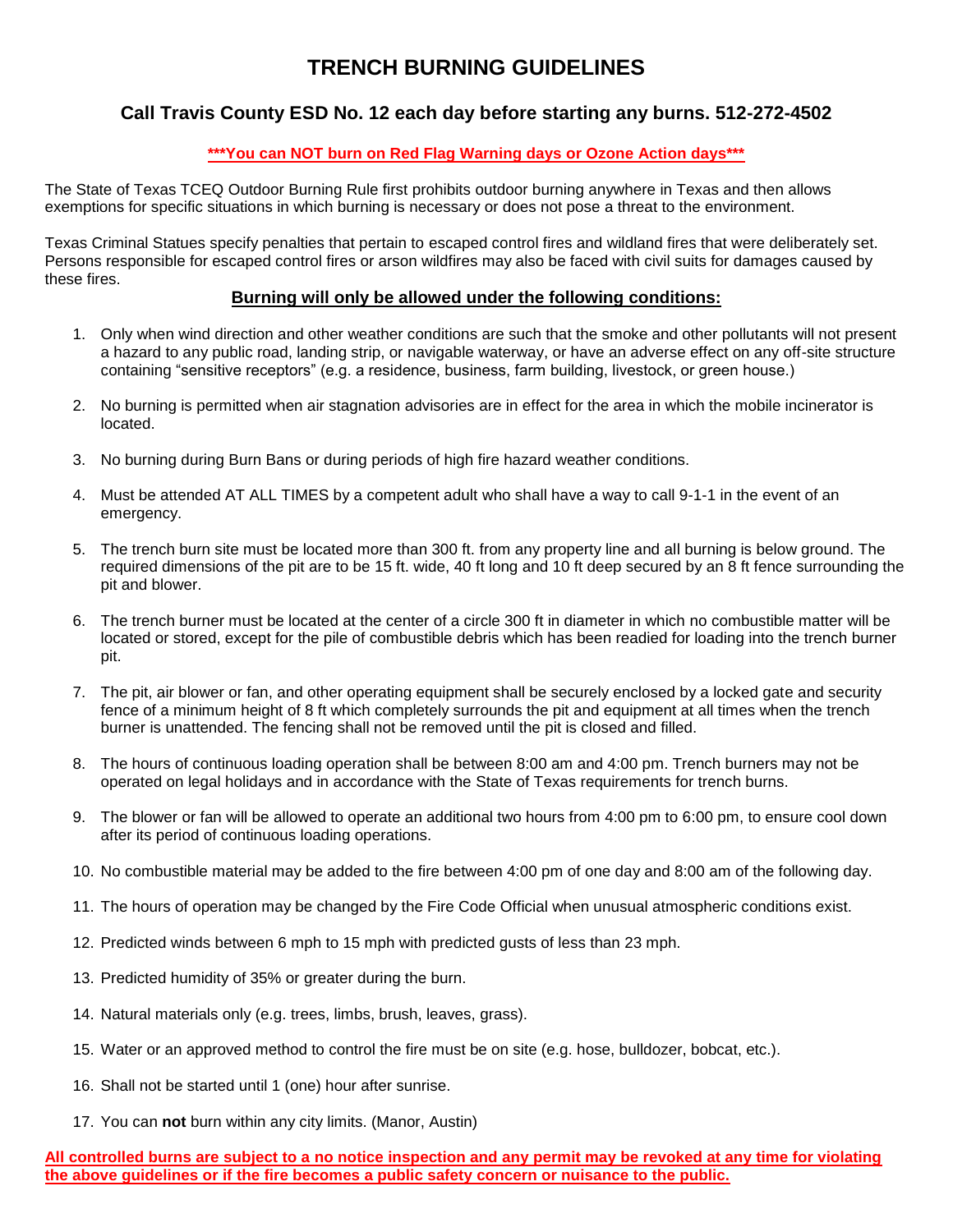# TRENCH BURNING GUIDELINES

## Call Travis County ESD No. 12 each day before starting any burns. 512-272-4502

**\*\*\*You can NOT burn on Red Flag Warning days or Ozone Action days\*\*\***

The State of Texas TCEQ Outdoor Burning Rule first prohibits outdoor burning anywhere in Texas and then allows exemptions for specific situations in which burning is necessary or does not pose a threat to the environment.

Texas Criminal Statues specify penalties that pertain to escaped control fires and wildland fires that were deliberately set. Persons responsible for escaped control fires or arson wildfires may also be faced with civil suits for damages caused by these fires.

**Burning will only be allowed under the following conditions:**

1. Only when wind direction and other weather conditions are such that the smoke and other pollutants will not present a hazard to any public road, landing strip, or navigable waterway, or have an adverse effect on any off-site structure containing "sensitive receptors" (e.g. a residence, business, farm building, livestock, or green house.)
2. No burning is permitted when air stagnation advisories are in effect for the area in which the mobile incinerator is located.
3. No burning during Burn Bans or during periods of high fire hazard weather conditions.
4. Must be attended AT ALL TIMES by a competent adult who shall have a way to call 9-1-1 in the event of an emergency.
5. The trench burn site must be located more than 300 ft. from any property line and all burning is below ground. The required dimensions of the pit are to be 15 ft. wide, 40 ft long and 10 ft deep secured by an 8 ft fence surrounding the pit and blower.
6. The trench burner must be located at the center of a circle 300 ft in diameter in which no combustible matter will be located or stored, except for the pile of combustible debris which has been readied for loading into the trench burner pit.
7. The pit, air blower or fan, and other operating equipment shall be securely enclosed by a locked gate and security fence of a minimum height of 8 ft which completely surrounds the pit and equipment at all times when the trench burner is unattended. The fencing shall not be removed until the pit is closed and filled.
8. The hours of continuous loading operation shall be between 8:00 am and 4:00 pm. Trench burners may not be operated on legal holidays and in accordance with the State of Texas requirements for trench burns.
9. The blower or fan will be allowed to operate an additional two hours from 4:00 pm to 6:00 pm, to ensure cool down after its period of continuous loading operations.
10. No combustible material may be added to the fire between 4:00 pm of one day and 8:00 am of the following day.
11. The hours of operation may be changed by the Fire Code Official when unusual atmospheric conditions exist.
12. Predicted winds between 6 mph to 15 mph with predicted gusts of less than 23 mph.
13. Predicted humidity of 35% or greater during the burn.
14. Natural materials only (e.g. trees, limbs, brush, leaves, grass).
15. Water or an approved method to control the fire must be on site (e.g. hose, bulldozer, bobcat, etc.).
16. Shall not be started until 1 (one) hour after sunrise.
17. You can **not** burn within any city limits. (Manor, Austin)

**All controlled burns are subject to a no notice inspection and any permit may be revoked at any time for violating the above guidelines or if the fire becomes a public safety concern or nuisance to the public.**